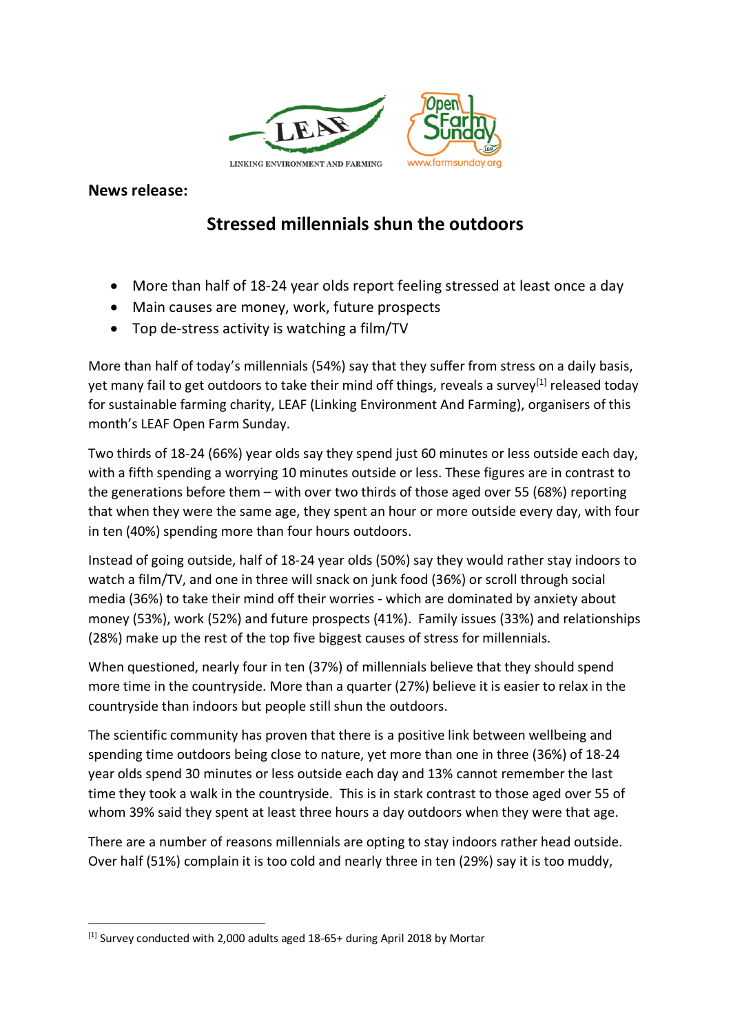**News release:**

# Stressed millennials shun the outdoors

- More than half of 18-24 year olds report feeling stressed at least once a day
- Main causes are money, work, future prospects
- Top de-stress activity is watching a film/TV

More than half of today's millennials (54%) say that they suffer from stress on a daily basis, yet many fail to get outdoors to take their mind off things, reveals a survey[1] released today for sustainable farming charity, LEAF (Linking Environment And Farming), organisers of this month's LEAF Open Farm Sunday.

Two thirds of 18-24 (66%) year olds say they spend just 60 minutes or less outside each day, with a fifth spending a worrying 10 minutes outside or less. These figures are in contrast to the generations before them – with over two thirds of those aged over 55 (68%) reporting that when they were the same age, they spent an hour or more outside every day, with four in ten (40%) spending more than four hours outdoors.

Instead of going outside, half of 18-24 year olds (50%) say they would rather stay indoors to watch a film/TV, and one in three will snack on junk food (36%) or scroll through social media (36%) to take their mind off their worries - which are dominated by anxiety about money (53%), work (52%) and future prospects (41%). Family issues (33%) and relationships (28%) make up the rest of the top five biggest causes of stress for millennials.

When questioned, nearly four in ten (37%) of millennials believe that they should spend more time in the countryside. More than a quarter (27%) believe it is easier to relax in the countryside than indoors but people still shun the outdoors.

The scientific community has proven that there is a positive link between wellbeing and spending time outdoors being close to nature, yet more than one in three (36%) of 18-24 year olds spend 30 minutes or less outside each day and 13% cannot remember the last time they took a walk in the countryside. This is in stark contrast to those aged over 55 of whom 39% said they spent at least three hours a day outdoors when they were that age.

There are a number of reasons millennials are opting to stay indoors rather head outside. Over half (51%) complain it is too cold and nearly three in ten (29%) say it is too muddy,

[1] Survey conducted with 2,000 adults aged 18-65+ during April 2018 by Mortar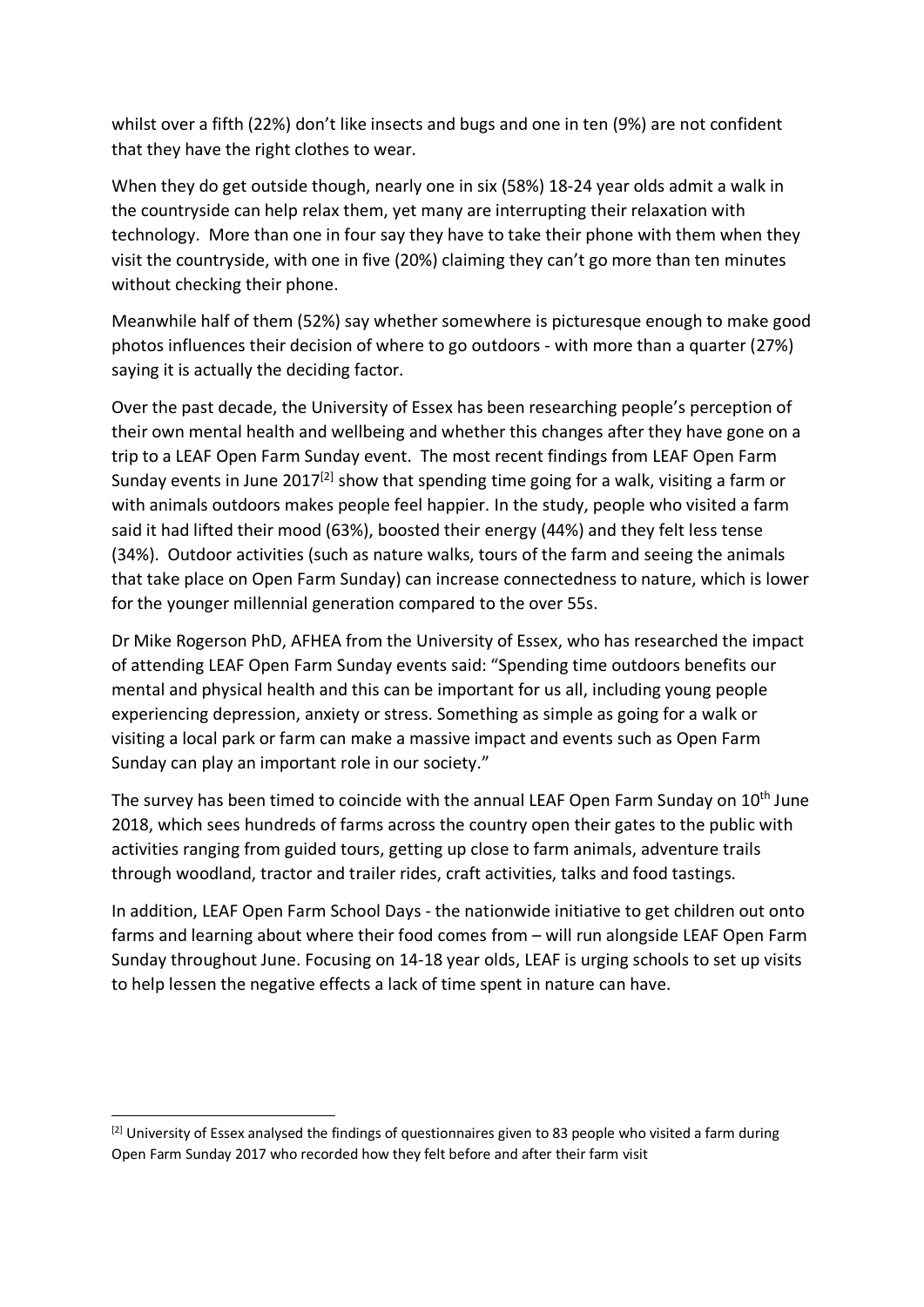whilst over a fifth (22%) don't like insects and bugs and one in ten (9%) are not confident that they have the right clothes to wear.

When they do get outside though, nearly one in six (58%) 18-24 year olds admit a walk in the countryside can help relax them, yet many are interrupting their relaxation with technology. More than one in four say they have to take their phone with them when they visit the countryside, with one in five (20%) claiming they can't go more than ten minutes without checking their phone.

Meanwhile half of them (52%) say whether somewhere is picturesque enough to make good photos influences their decision of where to go outdoors - with more than a quarter (27%) saying it is actually the deciding factor.

Over the past decade, the University of Essex has been researching people's perception of their own mental health and wellbeing and whether this changes after they have gone on a trip to a LEAF Open Farm Sunday event. The most recent findings from LEAF Open Farm Sunday events in June 2017[2] show that spending time going for a walk, visiting a farm or with animals outdoors makes people feel happier. In the study, people who visited a farm said it had lifted their mood (63%), boosted their energy (44%) and they felt less tense (34%). Outdoor activities (such as nature walks, tours of the farm and seeing the animals that take place on Open Farm Sunday) can increase connectedness to nature, which is lower for the younger millennial generation compared to the over 55s.

Dr Mike Rogerson PhD, AFHEA from the University of Essex, who has researched the impact of attending LEAF Open Farm Sunday events said: "Spending time outdoors benefits our mental and physical health and this can be important for us all, including young people experiencing depression, anxiety or stress. Something as simple as going for a walk or visiting a local park or farm can make a massive impact and events such as Open Farm Sunday can play an important role in our society."

The survey has been timed to coincide with the annual LEAF Open Farm Sunday on 10th June 2018, which sees hundreds of farms across the country open their gates to the public with activities ranging from guided tours, getting up close to farm animals, adventure trails through woodland, tractor and trailer rides, craft activities, talks and food tastings.

In addition, LEAF Open Farm School Days - the nationwide initiative to get children out onto farms and learning about where their food comes from – will run alongside LEAF Open Farm Sunday throughout June. Focusing on 14-18 year olds, LEAF is urging schools to set up visits to help lessen the negative effects a lack of time spent in nature can have.

---

[2] University of Essex analysed the findings of questionnaires given to 83 people who visited a farm during Open Farm Sunday 2017 who recorded how they felt before and after their farm visit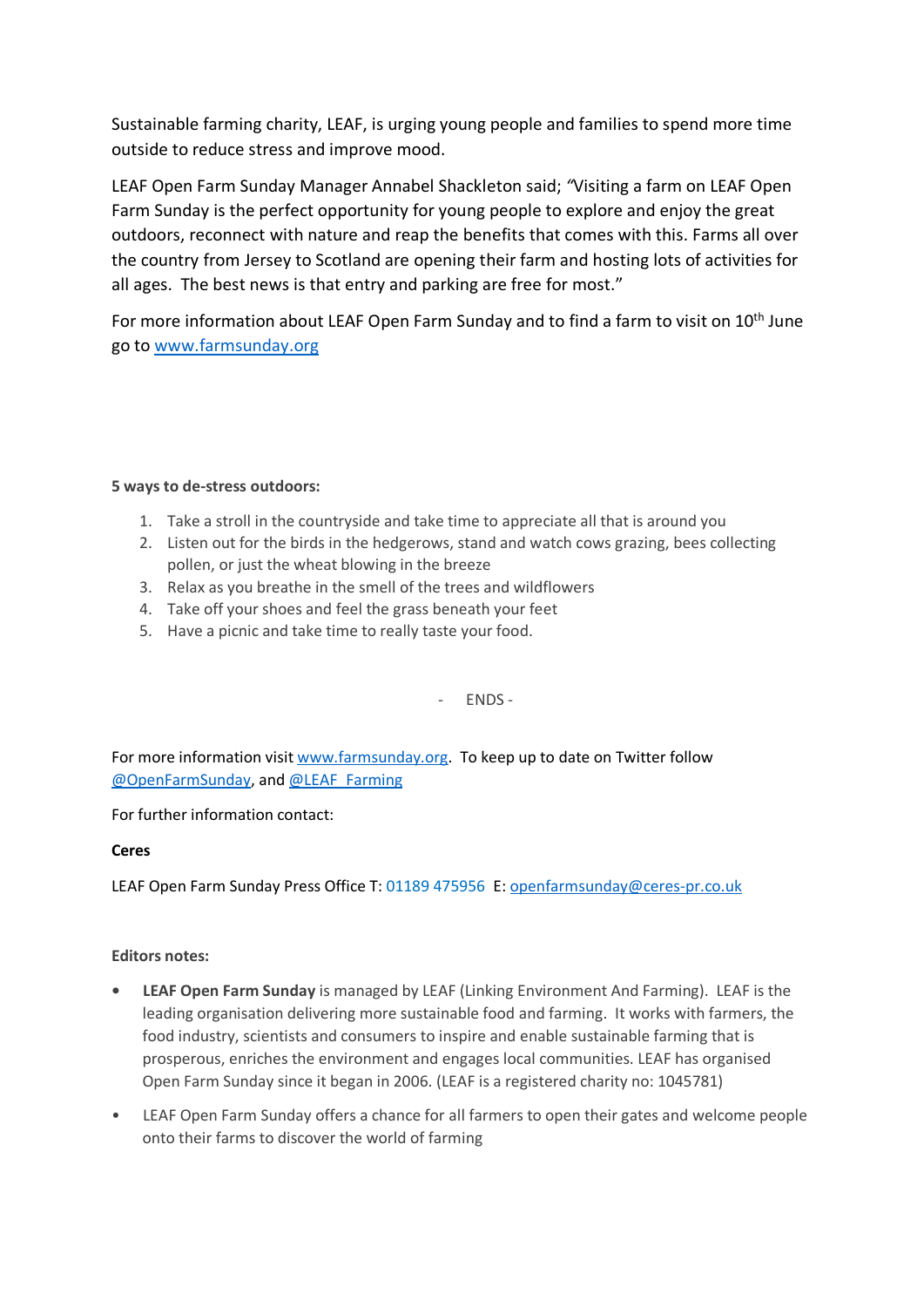Sustainable farming charity, LEAF, is urging young people and families to spend more time outside to reduce stress and improve mood.

LEAF Open Farm Sunday Manager Annabel Shackleton said; "Visiting a farm on LEAF Open Farm Sunday is the perfect opportunity for young people to explore and enjoy the great outdoors, reconnect with nature and reap the benefits that comes with this. Farms all over the country from Jersey to Scotland are opening their farm and hosting lots of activities for all ages. The best news is that entry and parking are free for most."

For more information about LEAF Open Farm Sunday and to find a farm to visit on 10th June go to [www.farmsunday.org](www.farmsunday.org)

**5 ways to de-stress outdoors:**

1. Take a stroll in the countryside and take time to appreciate all that is around you
2. Listen out for the birds in the hedgerows, stand and watch cows grazing, bees collecting pollen, or just the wheat blowing in the breeze
3. Relax as you breathe in the smell of the trees and wildflowers
4. Take off your shoes and feel the grass beneath your feet
5. Have a picnic and take time to really taste your food.

- ENDS -

For more information visit [www.farmsunday.org](www.farmsunday.org). To keep up to date on Twitter follow @OpenFarmSunday, and @LEAF_Farming

For further information contact:

**Ceres**

LEAF Open Farm Sunday Press Office T: 01189 475956 E: openfarmsunday@ceres-pr.co.uk

**Editors notes:**

- **LEAF Open Farm Sunday** is managed by LEAF (Linking Environment And Farming). LEAF is the leading organisation delivering more sustainable food and farming. It works with farmers, the food industry, scientists and consumers to inspire and enable sustainable farming that is prosperous, enriches the environment and engages local communities. LEAF has organised Open Farm Sunday since it began in 2006. (LEAF is a registered charity no: 1045781)
- LEAF Open Farm Sunday offers a chance for all farmers to open their gates and welcome people onto their farms to discover the world of farming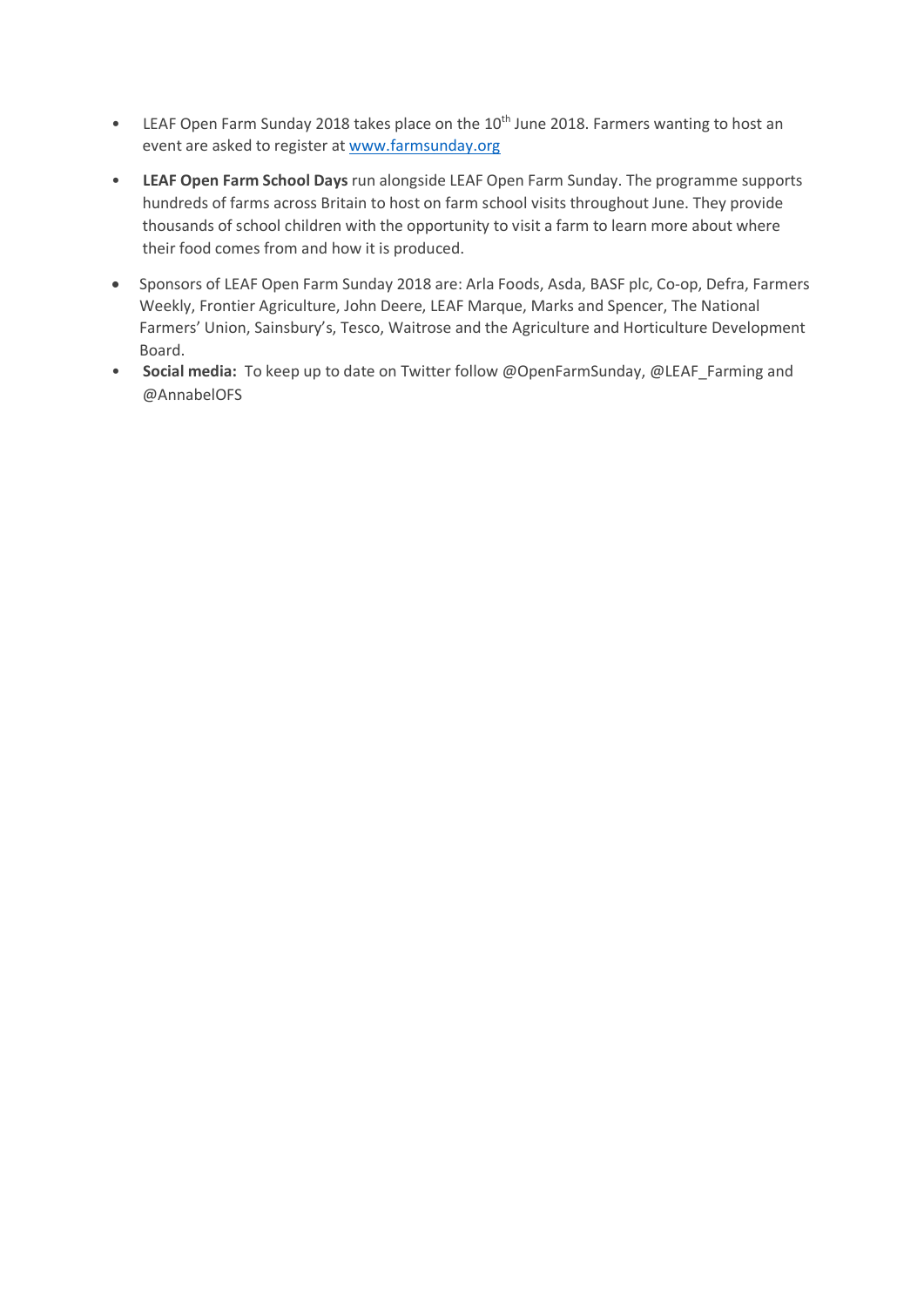- LEAF Open Farm Sunday 2018 takes place on the 10th June 2018. Farmers wanting to host an event are asked to register at [www.farmsunday.org](http://www.farmsunday.org)
- **LEAF Open Farm School Days** run alongside LEAF Open Farm Sunday. The programme supports hundreds of farms across Britain to host on farm school visits throughout June. They provide thousands of school children with the opportunity to visit a farm to learn more about where their food comes from and how it is produced.
- Sponsors of LEAF Open Farm Sunday 2018 are: Arla Foods, Asda, BASF plc, Co-op, Defra, Farmers Weekly, Frontier Agriculture, John Deere, LEAF Marque, Marks and Spencer, The National Farmers' Union, Sainsbury's, Tesco, Waitrose and the Agriculture and Horticulture Development Board.
- **Social media:** To keep up to date on Twitter follow @OpenFarmSunday, @LEAF_Farming and @AnnabelOFS